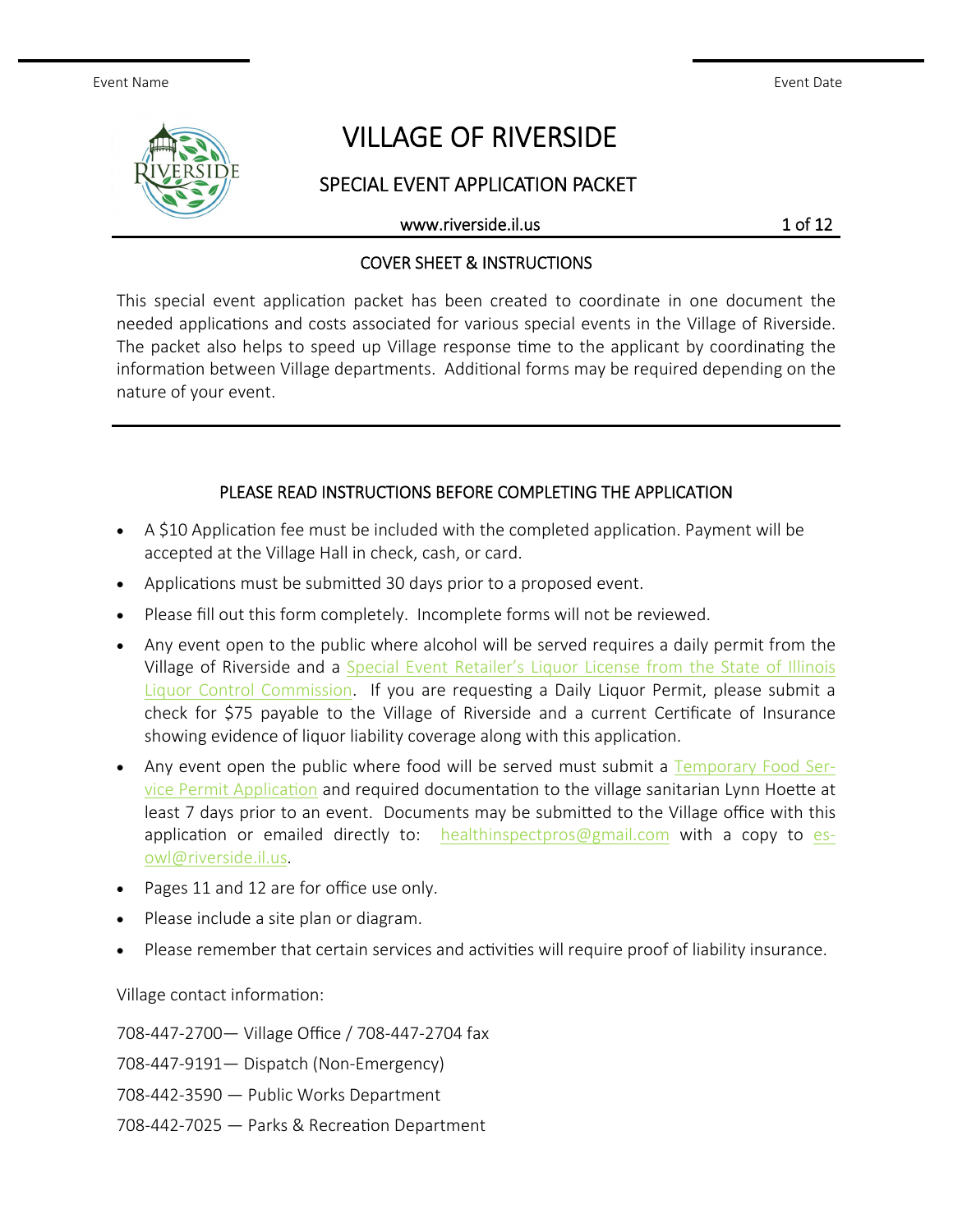Event Name                                                                                                    Event Date

# VILLAGE OF RIVERSIDE

## SPECIAL EVENT APPLICATION PACKET

www.riverside.il.us

### COVER SHEET & INSTRUCTIONS

This special event application packet has been created to coordinate in one document the needed applications and costs associated for various special events in the Village of Riverside. The packet also helps to speed up Village response time to the applicant by coordinating the information between Village departments. Additional forms may be required depending on the nature of your event.

### PLEASE READ INSTRUCTIONS BEFORE COMPLETING THE APPLICATION

- A $10 Application fee must be included with the completed application. Payment will be accepted at the Village Hall in check, cash, or card.
- Applications must be submitted 30 days prior to a proposed event.
- Please fill out this form completely. Incomplete forms will not be reviewed.
- Any event open to the public where alcohol will be served requires a daily permit from the Village of Riverside and a Special Event Retailer's Liquor License from the State of Illinois Liquor Control Commission. If you are requesting a Daily Liquor Permit, please submit a check for $75 payable to the Village of Riverside and a current Certificate of Insurance showing evidence of liquor liability coverage along with this application.
- Any event open the public where food will be served must submit a Temporary Food Service Permit Application and required documentation to the village sanitarian Lynn Hoette at least 7 days prior to an event. Documents may be submitted to the Village office with this application or emailed directly to: healthinspectpros@gmail.com with a copy to esowl@riverside.il.us.
- Pages 11 and 12 are for office use only.
- Please include a site plan or diagram.
- Please remember that certain services and activities will require proof of liability insurance.

Village contact information:

708-447-2700— Village Office / 708-447-2704 fax

708-447-9191— Dispatch (Non-Emergency)

708-442-3590 — Public Works Department

708-442-7025 — Parks & Recreation Department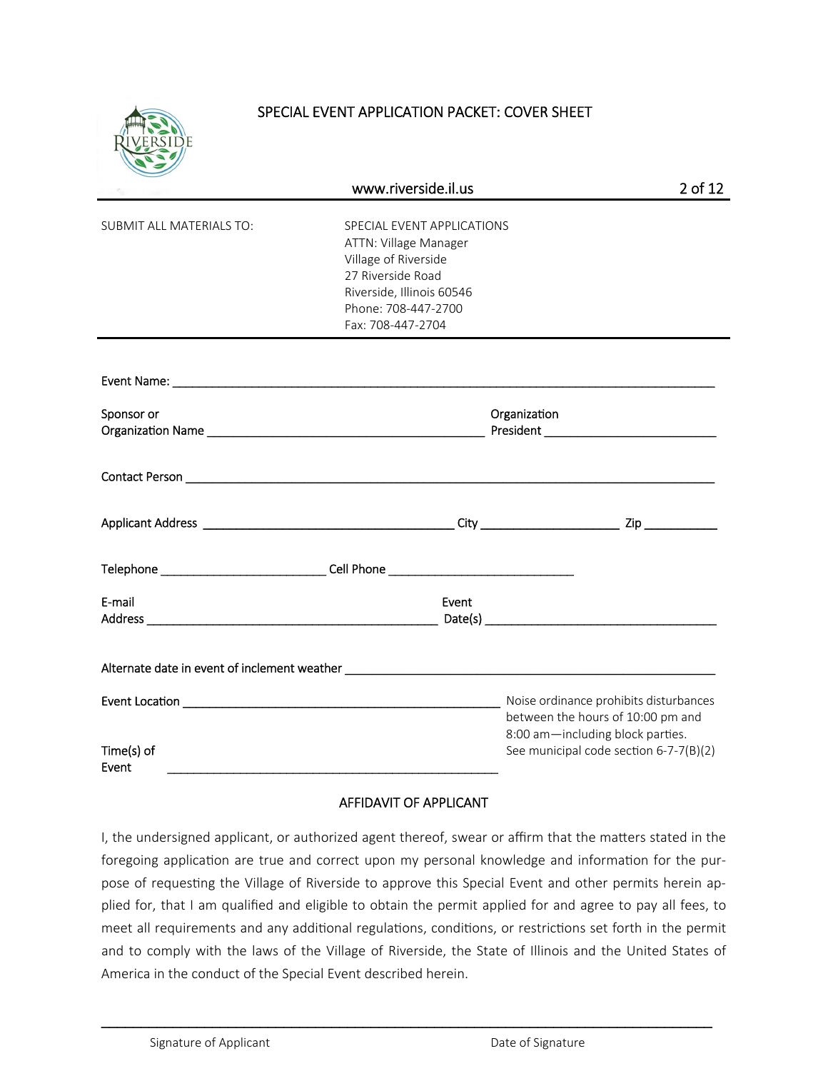# SPECIAL EVENT APPLICATION PACKET: COVER SHEET

www.riverside.il.us

SUBMIT ALL MATERIALS TO:

SPECIAL EVENT APPLICATIONS
ATTN: Village Manager
Village of Riverside
27 Riverside Road
Riverside, Illinois 60546
Phone: 708-447-2700
Fax: 708-447-2704

Event Name: ______________________________________________________________________

Sponsor or Organization Name ________________________________________ Organization President ________________________

Contact Person ____________________________________________________________________

Applicant Address ____________________________________ City ____________________ Zip __________

Telephone ________________________ Cell Phone ___________________________

E-mail Address ___________________________________________ Event Date(s) __________________________________

Alternate date in event of inclement weather _____________________________________________________

Event Location ______________________________________________

Time(s) of Event ______________________________________________

Noise ordinance prohibits disturbances between the hours of 10:00 pm and 8:00 am—including block parties. See municipal code section 6-7-7(B)(2)

## AFFIDAVIT OF APPLICANT

I, the undersigned applicant, or authorized agent thereof, swear or affirm that the matters stated in the foregoing application are true and correct upon my personal knowledge and information for the purpose of requesting the Village of Riverside to approve this Special Event and other permits herein applied for, that I am qualified and eligible to obtain the permit applied for and agree to pay all fees, to meet all requirements and any additional regulations, conditions, or restrictions set forth in the permit and to comply with the laws of the Village of Riverside, the State of Illinois and the United States of America in the conduct of the Special Event described herein.

_____________________________________________________________________________________

Signature of Applicant　　　　　　　　　　　　　　　　Date of Signature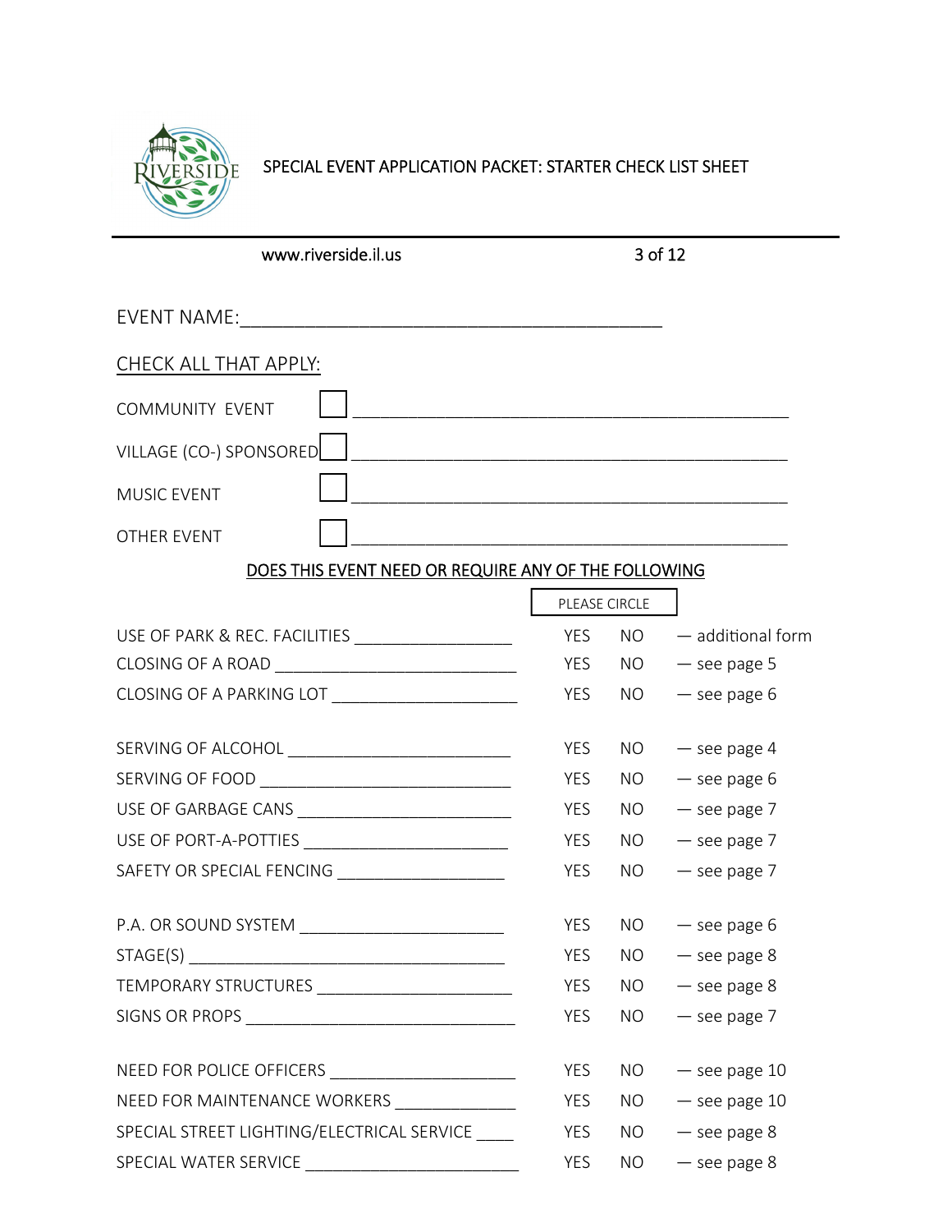SPECIAL EVENT APPLICATION PACKET: STARTER CHECK LIST SHEET

www.riverside.il.us

EVENT NAME:_______________________________________

CHECK ALL THAT APPLY:

COMMUNITY EVENT ☐ _____________________________________________

VILLAGE (CO-) SPONSORED ☐ _____________________________________________

MUSIC EVENT ☐ _____________________________________________

OTHER EVENT ☐ _____________________________________________

DOES THIS EVENT NEED OR REQUIRE ANY OF THE FOLLOWING

| | PLEASE CIRCLE | | |
|---|---|---|---|
| USE OF PARK & REC. FACILITIES __________________ | YES | NO | — additional form |
| CLOSING OF A ROAD __________________________ | YES | NO | — see page 5 |
| CLOSING OF A PARKING LOT ____________________ | YES | NO | — see page 6 |
| SERVING OF ALCOHOL ________________________ | YES | NO | — see page 4 |
| SERVING OF FOOD __________________________ | YES | NO | — see page 6 |
| USE OF GARBAGE CANS _______________________ | YES | NO | — see page 7 |
| USE OF PORT-A-POTTIES ______________________ | YES | NO | — see page 7 |
| SAFETY OR SPECIAL FENCING __________________ | YES | NO | — see page 7 |
| P.A. OR SOUND SYSTEM ______________________ | YES | NO | — see page 6 |
| STAGE(S) ___________________________________ | YES | NO | — see page 8 |
| TEMPORARY STRUCTURES ______________________ | YES | NO | — see page 8 |
| SIGNS OR PROPS _____________________________ | YES | NO | — see page 7 |
| NEED FOR POLICE OFFICERS ___________________ | YES | NO | — see page 10 |
| NEED FOR MAINTENANCE WORKERS ______________ | YES | NO | — see page 10 |
| SPECIAL STREET LIGHTING/ELECTRICAL SERVICE ____ | YES | NO | — see page 8 |
| SPECIAL WATER SERVICE ______________________ | YES | NO | — see page 8 |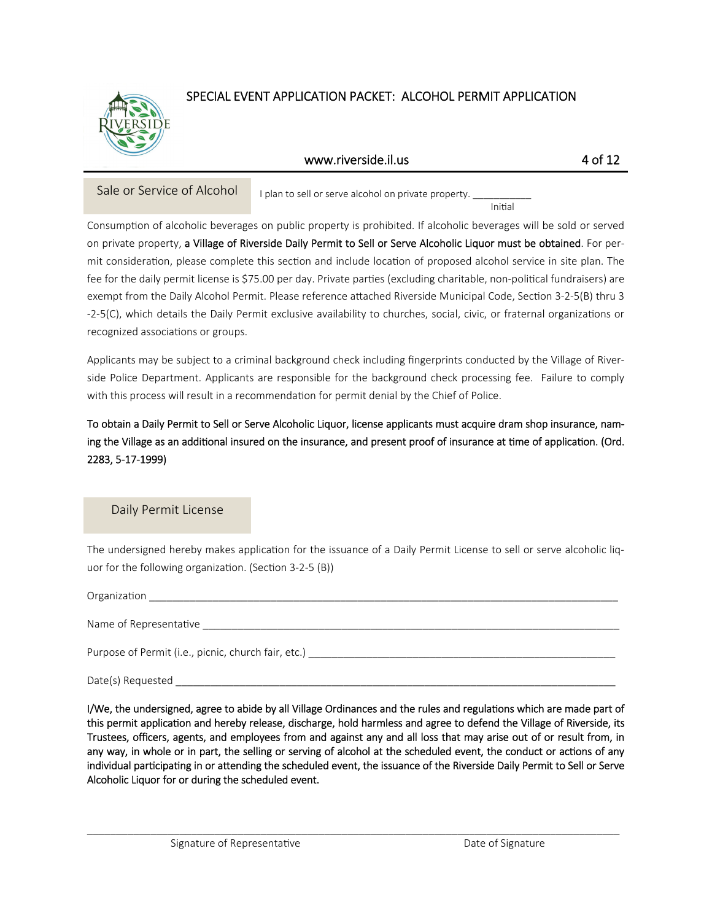# SPECIAL EVENT APPLICATION PACKET: ALCOHOL PERMIT APPLICATION

## Sale or Service of Alcohol

I plan to sell or serve alcohol on private property. ___________
Initial

Consumption of alcoholic beverages on public property is prohibited. If alcoholic beverages will be sold or served on private property, **a Village of Riverside Daily Permit to Sell or Serve Alcoholic Liquor must be obtained**. For permit consideration, please complete this section and include location of proposed alcohol service in site plan. The fee for the daily permit license is $75.00 per day. Private parties (excluding charitable, non-political fundraisers) are exempt from the Daily Alcohol Permit. Please reference attached Riverside Municipal Code, Section 3-2-5(B) thru 3-2-5(C), which details the Daily Permit exclusive availability to churches, social, civic, or fraternal organizations or recognized associations or groups.

Applicants may be subject to a criminal background check including fingerprints conducted by the Village of Riverside Police Department. Applicants are responsible for the background check processing fee. Failure to comply with this process will result in a recommendation for permit denial by the Chief of Police.

**To obtain a Daily Permit to Sell or Serve Alcoholic Liquor, license applicants must acquire dram shop insurance, naming the Village as an additional insured on the insurance, and present proof of insurance at time of application. (Ord. 2283, 5-17-1999)**

## Daily Permit License

The undersigned hereby makes application for the issuance of a Daily Permit License to sell or serve alcoholic liquor for the following organization. (Section 3-2-5 (B))

Organization ___________________________________________________________________________

Name of Representative ___________________________________________________________________

Purpose of Permit (i.e., picnic, church fair, etc.) _____________________________________________

Date(s) Requested ________________________________________________________________________

**I/We, the undersigned, agree to abide by all Village Ordinances and the rules and regulations which are made part of this permit application and hereby release, discharge, hold harmless and agree to defend the Village of Riverside, its Trustees, officers, agents, and employees from and against any and all loss that may arise out of or result from, in any way, in whole or in part, the selling or serving of alcohol at the scheduled event, the conduct or actions of any individual participating in or attending the scheduled event, the issuance of the Riverside Daily Permit to Sell or Serve Alcoholic Liquor for or during the scheduled event.**

_____________________________________________________________________________________________

Signature of Representative                                        Date of Signature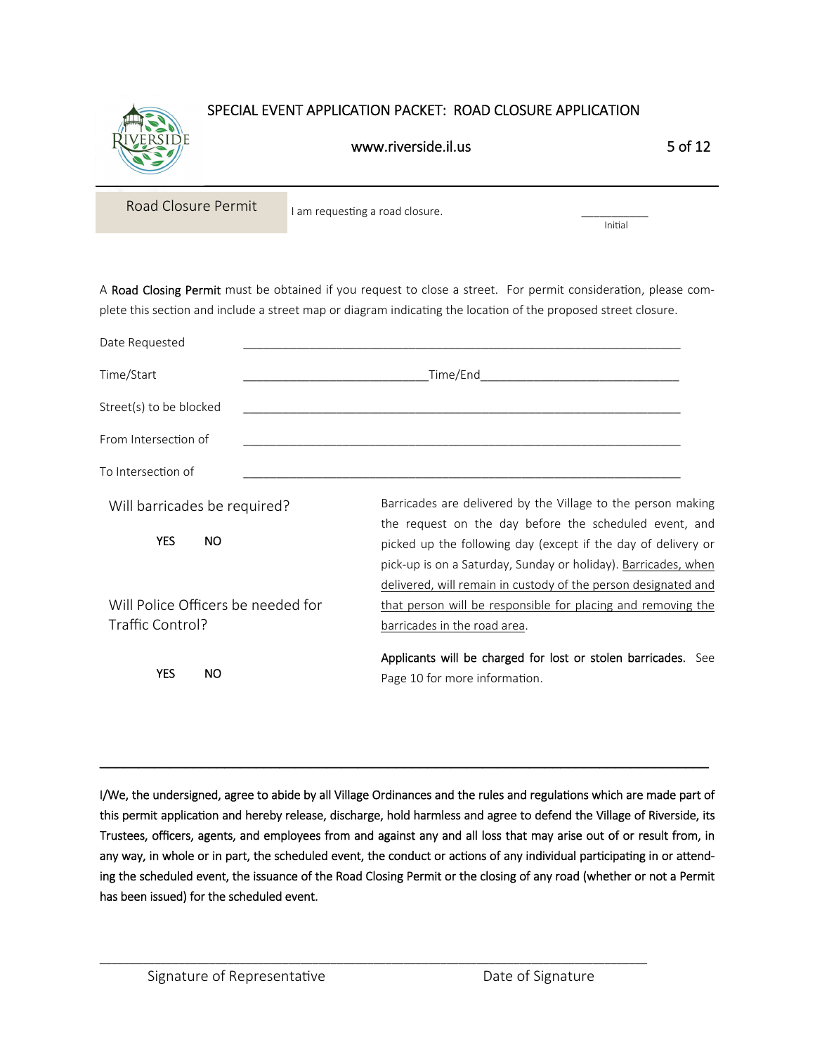# SPECIAL EVENT APPLICATION PACKET: ROAD CLOSURE APPLICATION

www.riverside.il.us

## Road Closure Permit

I am requesting a road closure. ___________ Initial

A **Road Closing Permit** must be obtained if you request to close a street. For permit consideration, please complete this section and include a street map or diagram indicating the location of the proposed street closure.

Date Requested ______________________________________________

Time/Start ___________________________ Time/End ______________________________

Street(s) to be blocked ______________________________________________

From Intersection of ______________________________________________

To Intersection of ______________________________________________

Will barricades be required?

**YES** **NO**

Will Police Officers be needed for Traffic Control?

**YES** **NO**

Barricades are delivered by the Village to the person making the request on the day before the scheduled event, and picked up the following day (except if the day of delivery or pick-up is on a Saturday, Sunday or holiday). Barricades, when delivered, will remain in custody of the person designated and that person will be responsible for placing and removing the barricades in the road area.

**Applicants will be charged for lost or stolen barricades.** See Page 10 for more information.

---

I/We, the undersigned, agree to abide by all Village Ordinances and the rules and regulations which are made part of this permit application and hereby release, discharge, hold harmless and agree to defend the Village of Riverside, its Trustees, officers, agents, and employees from and against any and all loss that may arise out of or result from, in any way, in whole or in part, the scheduled event, the conduct or actions of any individual participating in or attending the scheduled event, the issuance of the Road Closing Permit or the closing of any road (whether or not a Permit has been issued) for the scheduled event.

______________________________________________

Signature of Representative Date of Signature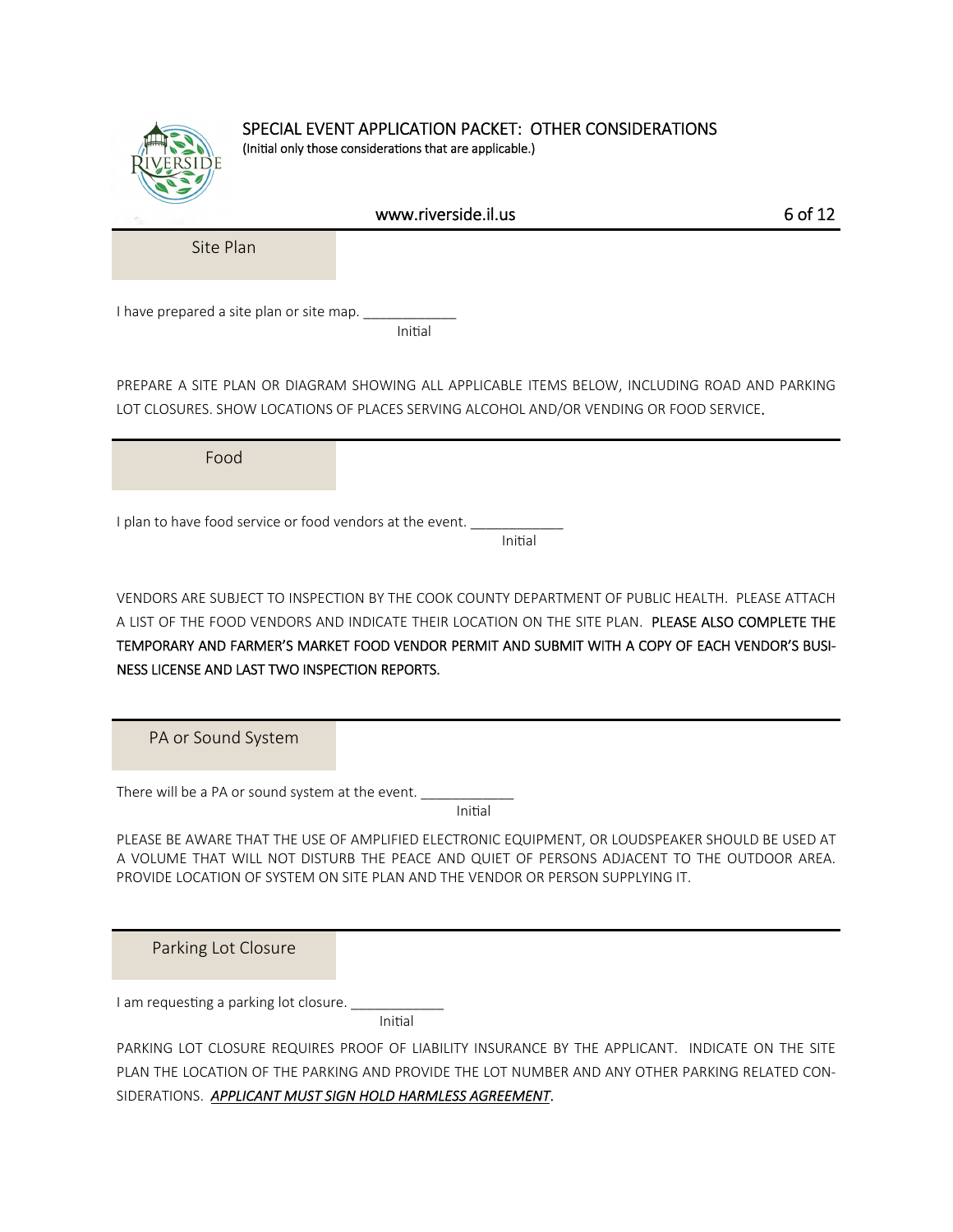# SPECIAL EVENT APPLICATION PACKET: OTHER CONSIDERATIONS

(Initial only those considerations that are applicable.)

## Site Plan

I have prepared a site plan or site map. ____________
Initial

PREPARE A SITE PLAN OR DIAGRAM SHOWING ALL APPLICABLE ITEMS BELOW, INCLUDING ROAD AND PARKING LOT CLOSURES. SHOW LOCATIONS OF PLACES SERVING ALCOHOL AND/OR VENDING OR FOOD SERVICE.

## Food

I plan to have food service or food vendors at the event. ____________
Initial

VENDORS ARE SUBJECT TO INSPECTION BY THE COOK COUNTY DEPARTMENT OF PUBLIC HEALTH. PLEASE ATTACH A LIST OF THE FOOD VENDORS AND INDICATE THEIR LOCATION ON THE SITE PLAN. PLEASE ALSO COMPLETE THE TEMPORARY AND FARMER'S MARKET FOOD VENDOR PERMIT AND SUBMIT WITH A COPY OF EACH VENDOR'S BUSINESS LICENSE AND LAST TWO INSPECTION REPORTS.

## PA or Sound System

There will be a PA or sound system at the event. ____________
Initial

PLEASE BE AWARE THAT THE USE OF AMPLIFIED ELECTRONIC EQUIPMENT, OR LOUDSPEAKER SHOULD BE USED AT A VOLUME THAT WILL NOT DISTURB THE PEACE AND QUIET OF PERSONS ADJACENT TO THE OUTDOOR AREA. PROVIDE LOCATION OF SYSTEM ON SITE PLAN AND THE VENDOR OR PERSON SUPPLYING IT.

## Parking Lot Closure

I am requesting a parking lot closure. ____________
Initial

PARKING LOT CLOSURE REQUIRES PROOF OF LIABILITY INSURANCE BY THE APPLICANT. INDICATE ON THE SITE PLAN THE LOCATION OF THE PARKING AND PROVIDE THE LOT NUMBER AND ANY OTHER PARKING RELATED CONSIDERATIONS. ***APPLICANT MUST SIGN HOLD HARMLESS AGREEMENT***.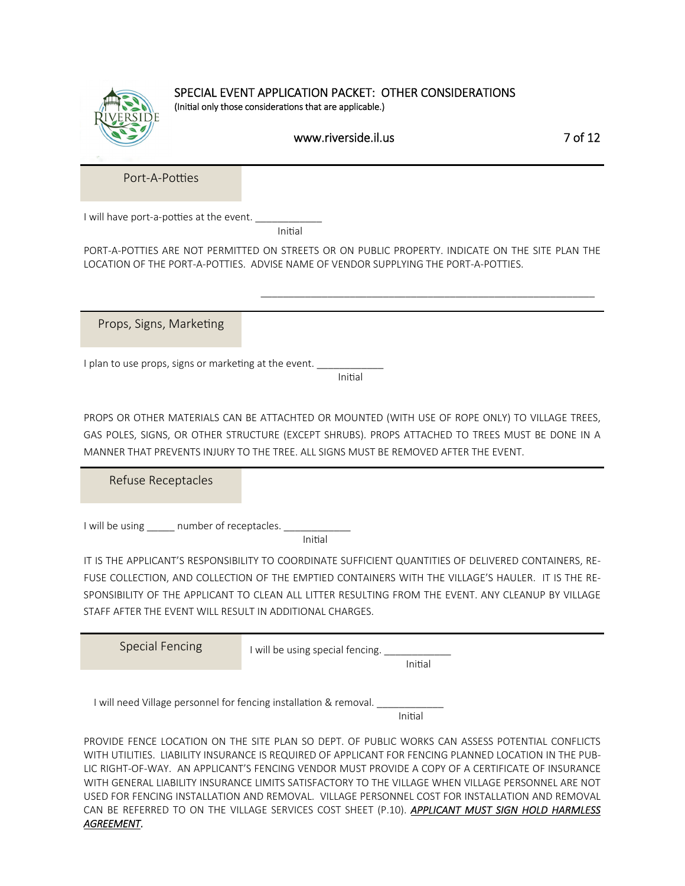# SPECIAL EVENT APPLICATION PACKET: OTHER CONSIDERATIONS

(Initial only those considerations that are applicable.)

www.riverside.il.us

## Port-A-Potties

I will have port-a-potties at the event. ____________
Initial

PORT-A-POTTIES ARE NOT PERMITTED ON STREETS OR ON PUBLIC PROPERTY. INDICATE ON THE SITE PLAN THE LOCATION OF THE PORT-A-POTTIES. ADVISE NAME OF VENDOR SUPPLYING THE PORT-A-POTTIES.

_____________________________________________________________

## Props, Signs, Marketing

I plan to use props, signs or marketing at the event. ____________
Initial

PROPS OR OTHER MATERIALS CAN BE ATTACHTED OR MOUNTED (WITH USE OF ROPE ONLY) TO VILLAGE TREES, GAS POLES, SIGNS, OR OTHER STRUCTURE (EXCEPT SHRUBS). PROPS ATTACHED TO TREES MUST BE DONE IN A MANNER THAT PREVENTS INJURY TO THE TREE. ALL SIGNS MUST BE REMOVED AFTER THE EVENT.

## Refuse Receptacles

I will be using _____ number of receptacles. ____________
Initial

IT IS THE APPLICANT'S RESPONSIBILITY TO COORDINATE SUFFICIENT QUANTITIES OF DELIVERED CONTAINERS, REFUSE COLLECTION, AND COLLECTION OF THE EMPTIED CONTAINERS WITH THE VILLAGE'S HAULER. IT IS THE RESPONSIBILITY OF THE APPLICANT TO CLEAN ALL LITTER RESULTING FROM THE EVENT. ANY CLEANUP BY VILLAGE STAFF AFTER THE EVENT WILL RESULT IN ADDITIONAL CHARGES.

## Special Fencing

I will be using special fencing. ____________
Initial

I will need Village personnel for fencing installation & removal. ____________
Initial

PROVIDE FENCE LOCATION ON THE SITE PLAN SO DEPT. OF PUBLIC WORKS CAN ASSESS POTENTIAL CONFLICTS WITH UTILITIES. LIABILITY INSURANCE IS REQUIRED OF APPLICANT FOR FENCING PLANNED LOCATION IN THE PUBLIC RIGHT-OF-WAY. AN APPLICANT'S FENCING VENDOR MUST PROVIDE A COPY OF A CERTIFICATE OF INSURANCE WITH GENERAL LIABILITY INSURANCE LIMITS SATISFACTORY TO THE VILLAGE WHEN VILLAGE PERSONNEL ARE NOT USED FOR FENCING INSTALLATION AND REMOVAL. VILLAGE PERSONNEL COST FOR INSTALLATION AND REMOVAL CAN BE REFERRED TO ON THE VILLAGE SERVICES COST SHEET (P.10). ***APPLICANT MUST SIGN HOLD HARMLESS AGREEMENT.***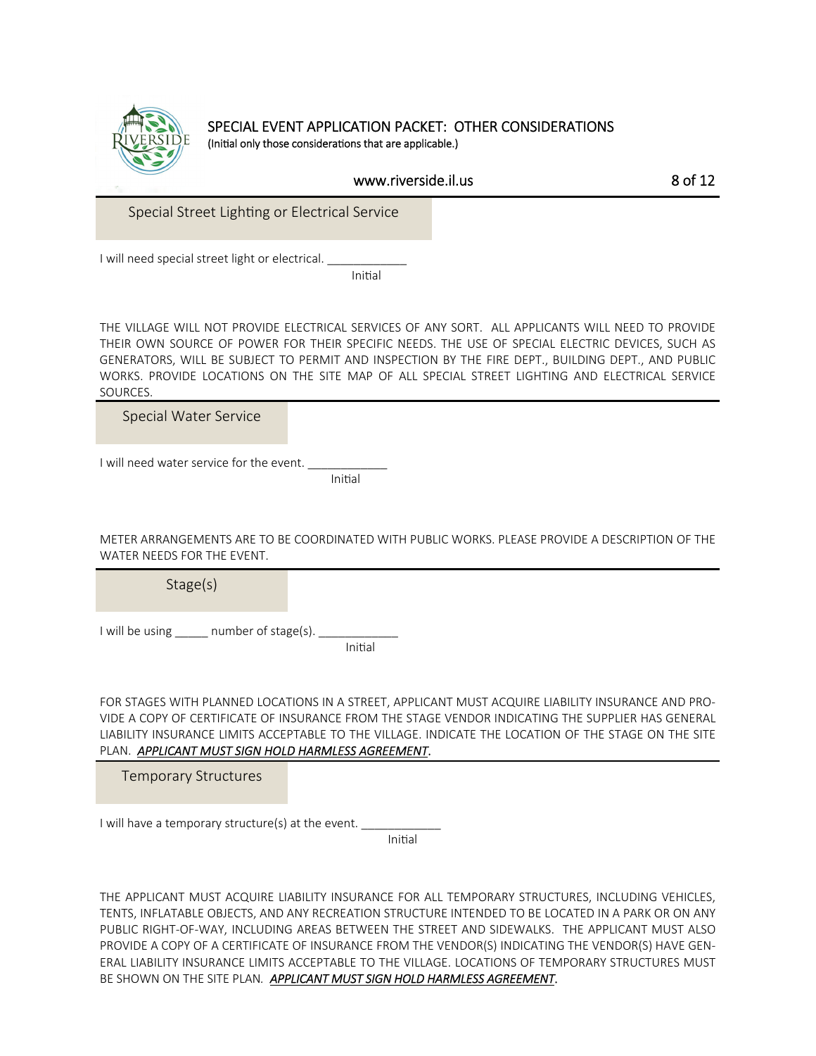# SPECIAL EVENT APPLICATION PACKET: OTHER CONSIDERATIONS

(Initial only those considerations that are applicable.)

www.riverside.il.us

## Special Street Lighting or Electrical Service

I will need special street light or electrical. ____________
Initial

THE VILLAGE WILL NOT PROVIDE ELECTRICAL SERVICES OF ANY SORT. ALL APPLICANTS WILL NEED TO PROVIDE THEIR OWN SOURCE OF POWER FOR THEIR SPECIFIC NEEDS. THE USE OF SPECIAL ELECTRIC DEVICES, SUCH AS GENERATORS, WILL BE SUBJECT TO PERMIT AND INSPECTION BY THE FIRE DEPT., BUILDING DEPT., AND PUBLIC WORKS. PROVIDE LOCATIONS ON THE SITE MAP OF ALL SPECIAL STREET LIGHTING AND ELECTRICAL SERVICE SOURCES.

## Special Water Service

I will need water service for the event. ____________
Initial

METER ARRANGEMENTS ARE TO BE COORDINATED WITH PUBLIC WORKS. PLEASE PROVIDE A DESCRIPTION OF THE WATER NEEDS FOR THE EVENT.

## Stage(s)

I will be using _____ number of stage(s). ____________
Initial

FOR STAGES WITH PLANNED LOCATIONS IN A STREET, APPLICANT MUST ACQUIRE LIABILITY INSURANCE AND PROVIDE A COPY OF CERTIFICATE OF INSURANCE FROM THE STAGE VENDOR INDICATING THE SUPPLIER HAS GENERAL LIABILITY INSURANCE LIMITS ACCEPTABLE TO THE VILLAGE. INDICATE THE LOCATION OF THE STAGE ON THE SITE PLAN. ***APPLICANT MUST SIGN HOLD HARMLESS AGREEMENT***.

## Temporary Structures

I will have a temporary structure(s) at the event. ____________
Initial

THE APPLICANT MUST ACQUIRE LIABILITY INSURANCE FOR ALL TEMPORARY STRUCTURES, INCLUDING VEHICLES, TENTS, INFLATABLE OBJECTS, AND ANY RECREATION STRUCTURE INTENDED TO BE LOCATED IN A PARK OR ON ANY PUBLIC RIGHT-OF-WAY, INCLUDING AREAS BETWEEN THE STREET AND SIDEWALKS. THE APPLICANT MUST ALSO PROVIDE A COPY OF A CERTIFICATE OF INSURANCE FROM THE VENDOR(S) INDICATING THE VENDOR(S) HAVE GENERAL LIABILITY INSURANCE LIMITS ACCEPTABLE TO THE VILLAGE. LOCATIONS OF TEMPORARY STRUCTURES MUST BE SHOWN ON THE SITE PLAN. ***APPLICANT MUST SIGN HOLD HARMLESS AGREEMENT***.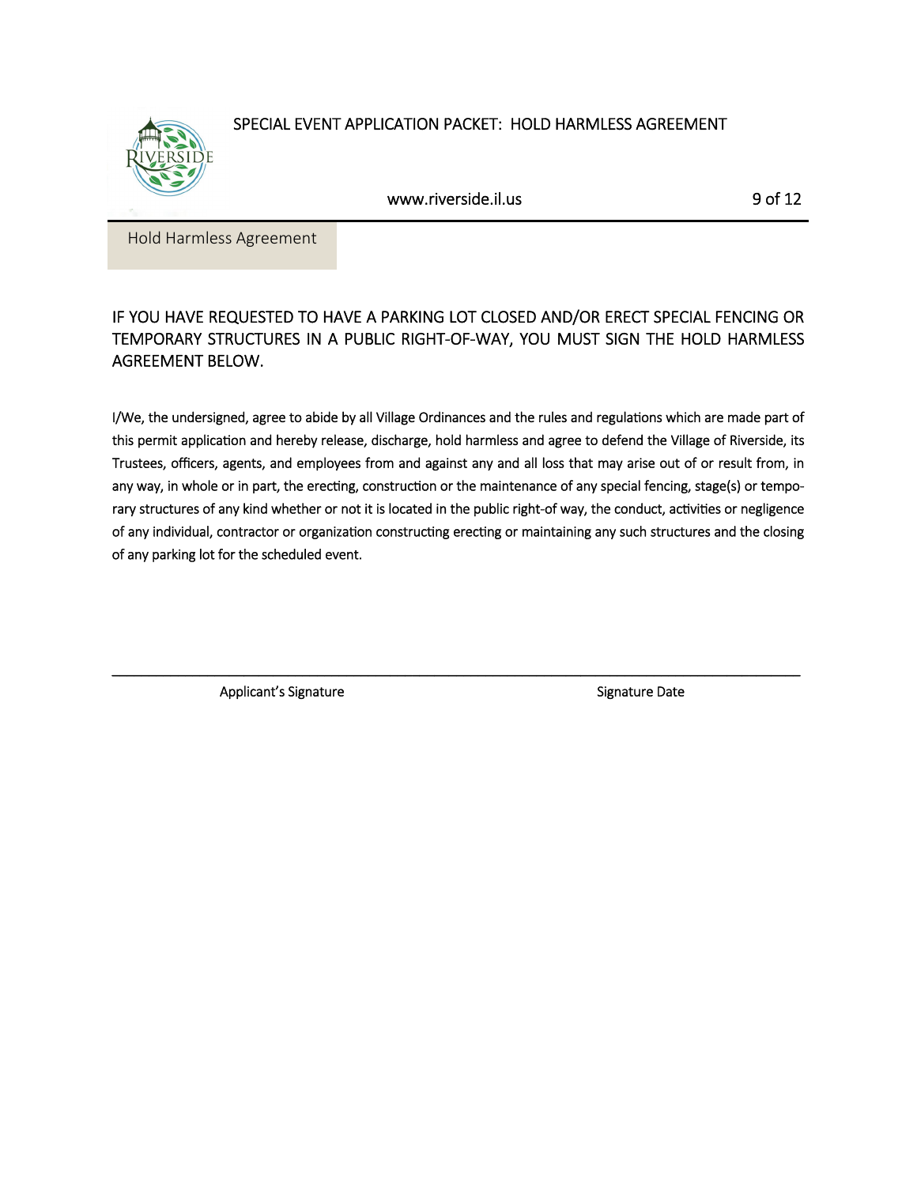## Hold Harmless Agreement

IF YOU HAVE REQUESTED TO HAVE A PARKING LOT CLOSED AND/OR ERECT SPECIAL FENCING OR TEMPORARY STRUCTURES IN A PUBLIC RIGHT-OF-WAY, YOU MUST SIGN THE HOLD HARMLESS AGREEMENT BELOW.

I/We, the undersigned, agree to abide by all Village Ordinances and the rules and regulations which are made part of this permit application and hereby release, discharge, hold harmless and agree to defend the Village of Riverside, its Trustees, officers, agents, and employees from and against any and all loss that may arise out of or result from, in any way, in whole or in part, the erecting, construction or the maintenance of any special fencing, stage(s) or temporary structures of any kind whether or not it is located in the public right-of-way, the conduct, activities or negligence of any individual, contractor or organization constructing erecting or maintaining any such structures and the closing of any parking lot for the scheduled event.

\_\_\_\_\_\_\_\_\_\_\_\_\_\_\_\_\_\_\_\_\_\_\_\_\_\_\_\_\_\_\_\_\_\_\_\_\_\_\_\_\_\_\_\_\_\_\_\_\_\_\_\_\_\_\_\_\_\_\_\_\_\_\_\_\_\_\_\_\_\_\_\_\_\_\_\_

Applicant's Signature                                        Signature Date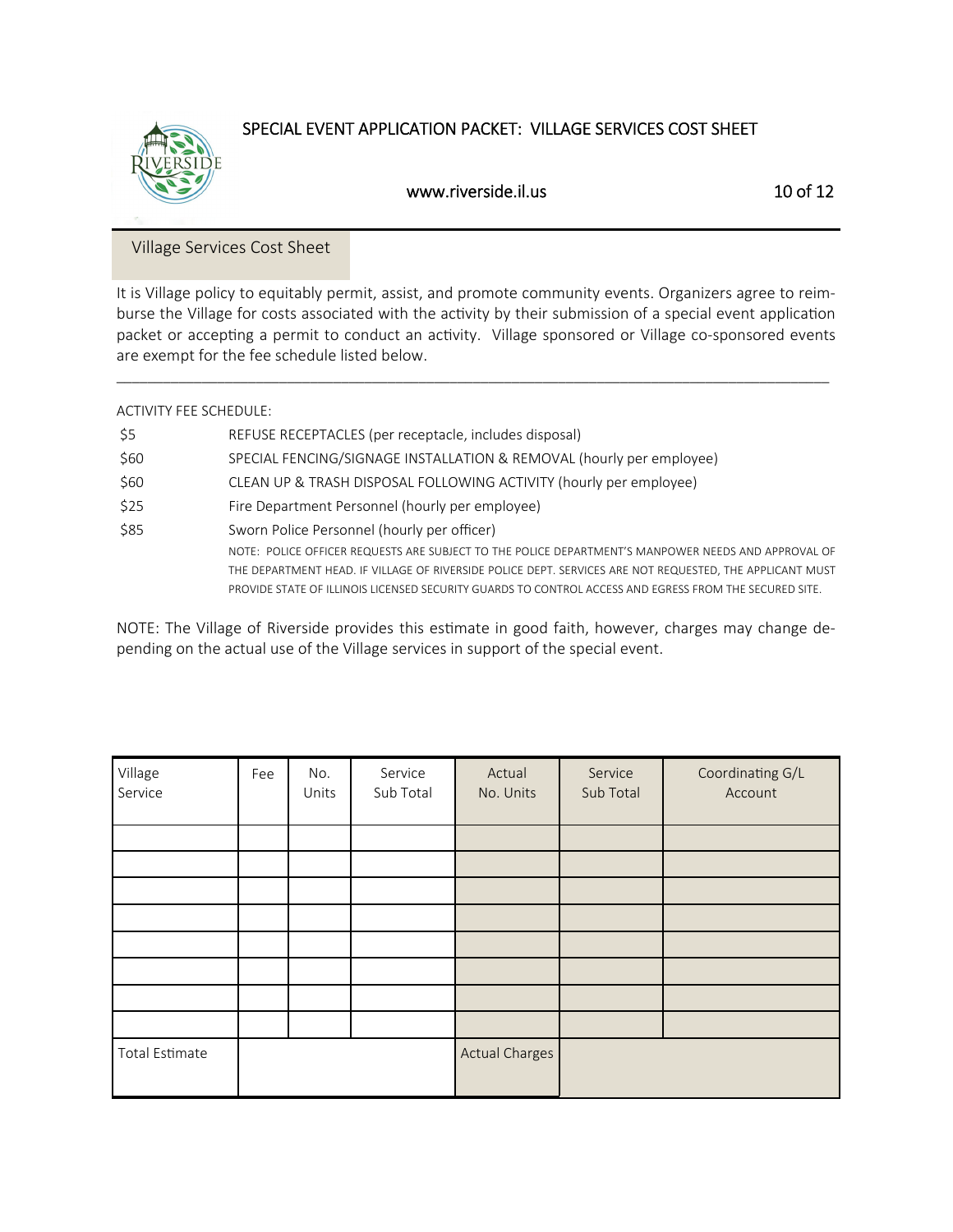# SPECIAL EVENT APPLICATION PACKET: VILLAGE SERVICES COST SHEET

www.riverside.il.us

## Village Services Cost Sheet

It is Village policy to equitably permit, assist, and promote community events. Organizers agree to reimburse the Village for costs associated with the activity by their submission of a special event application packet or accepting a permit to conduct an activity. Village sponsored or Village co-sponsored events are exempt for the fee schedule listed below.

---

ACTIVITY FEE SCHEDULE:

| | |
|---|---|
| $5 | REFUSE RECEPTACLES (per receptacle, includes disposal) |
| $60 | SPECIAL FENCING/SIGNAGE INSTALLATION & REMOVAL (hourly per employee) |
| $60 | CLEAN UP & TRASH DISPOSAL FOLLOWING ACTIVITY (hourly per employee) |
| $25 | Fire Department Personnel (hourly per employee) |
| $85 | Sworn Police Personnel (hourly per officer) |

NOTE: POLICE OFFICER REQUESTS ARE SUBJECT TO THE POLICE DEPARTMENT'S MANPOWER NEEDS AND APPROVAL OF THE DEPARTMENT HEAD. IF VILLAGE OF RIVERSIDE POLICE DEPT. SERVICES ARE NOT REQUESTED, THE APPLICANT MUST PROVIDE STATE OF ILLINOIS LICENSED SECURITY GUARDS TO CONTROL ACCESS AND EGRESS FROM THE SECURED SITE.

NOTE: The Village of Riverside provides this estimate in good faith, however, charges may change depending on the actual use of the Village services in support of the special event.

| Village Service | Fee | No. Units | Service Sub Total | Actual No. Units | Service Sub Total | Coordinating G/L Account |
|---|---|---|---|---|---|---|
| | | | | | | |
| | | | | | | |
| | | | | | | |
| | | | | | | |
| | | | | | | |
| | | | | | | |
| | | | | | | |
| | | | | | | |
| Total Estimate | | | | Actual Charges | | |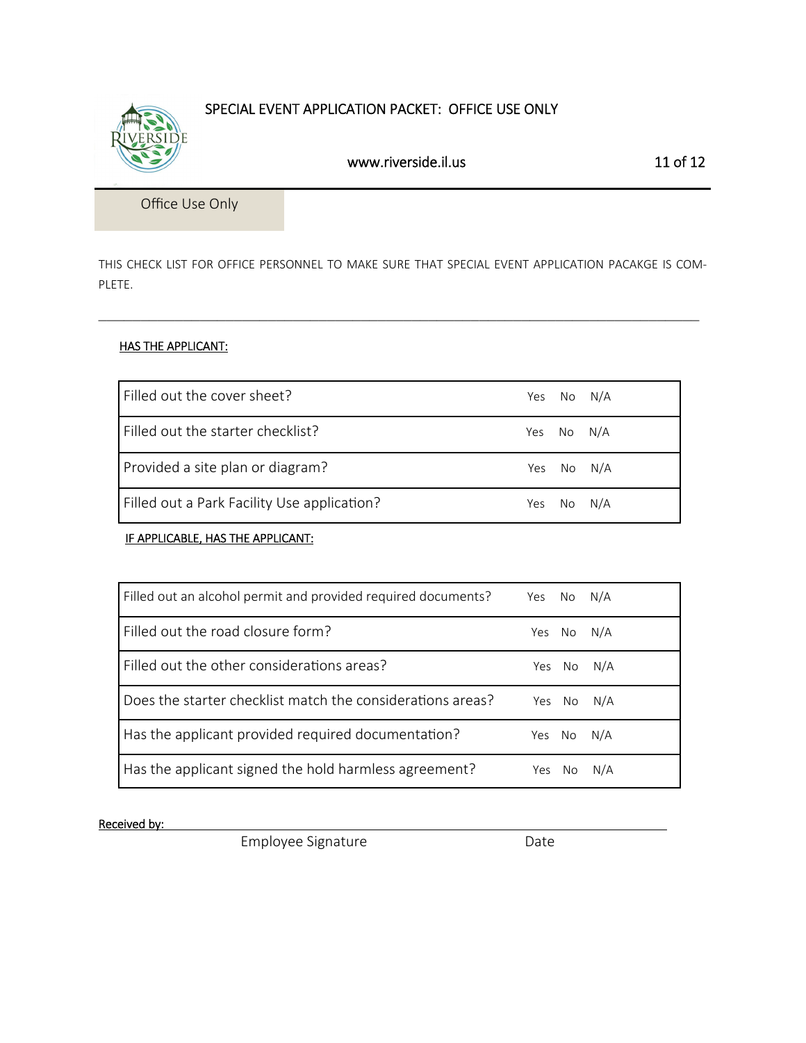Office Use Only

THIS CHECK LIST FOR OFFICE PERSONNEL TO MAKE SURE THAT SPECIAL EVENT APPLICATION PACAKGE IS COMPLETE.

---

**HAS THE APPLICANT:**

| | |
|---|---|
| Filled out the cover sheet? | Yes No N/A |
| Filled out the starter checklist? | Yes No N/A |
| Provided a site plan or diagram? | Yes No N/A |
| Filled out a Park Facility Use application? | Yes No N/A |

**IF APPLICABLE, HAS THE APPLICANT:**

| | |
|---|---|
| Filled out an alcohol permit and provided required documents? | Yes No N/A |
| Filled out the road closure form? | Yes No N/A |
| Filled out the other considerations areas? | Yes No N/A |
| Does the starter checklist match the considerations areas? | Yes No N/A |
| Has the applicant provided required documentation? | Yes No N/A |
| Has the applicant signed the hold harmless agreement? | Yes No N/A |

Received by: ______________________________________________

Employee Signature                Date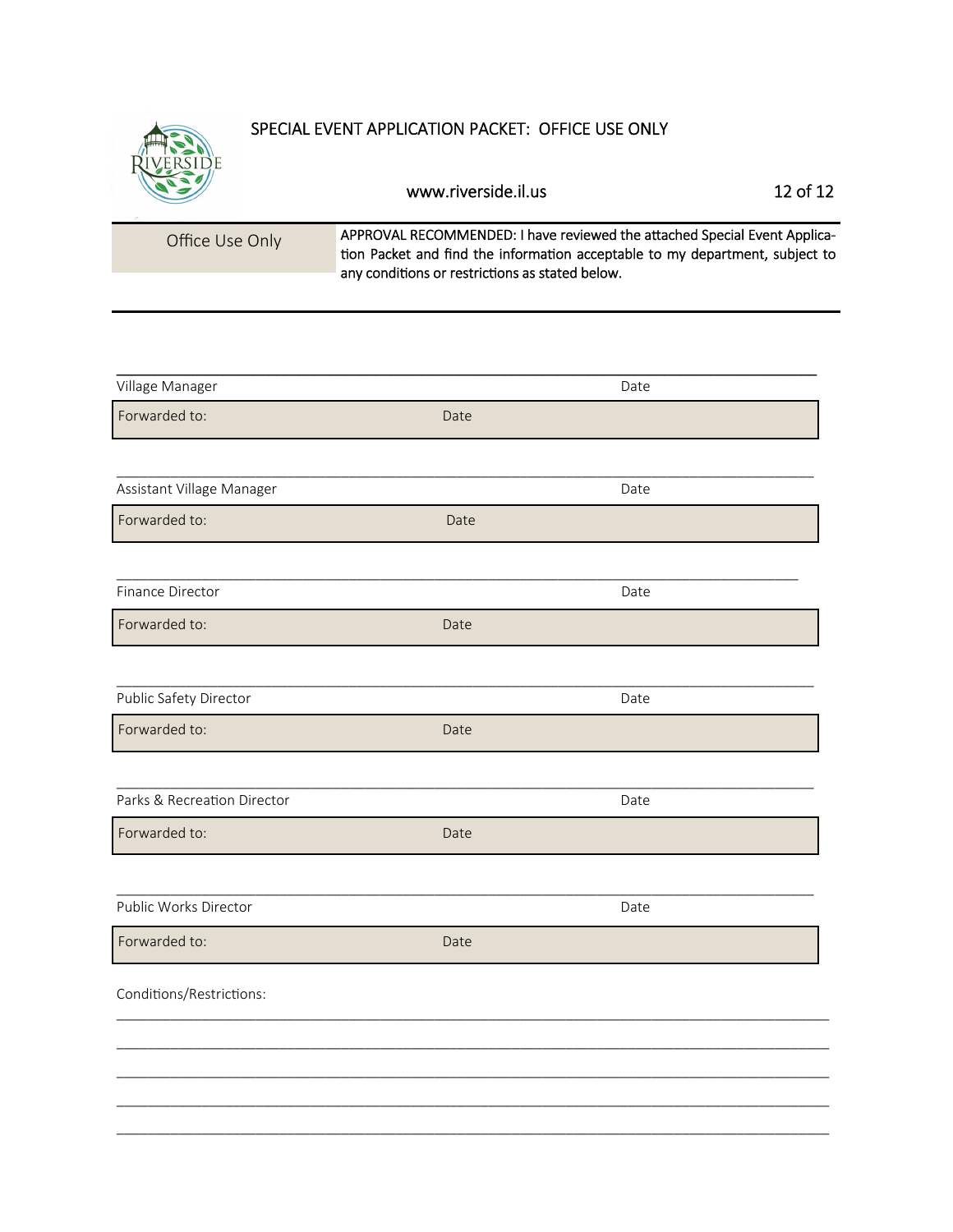# SPECIAL EVENT APPLICATION PACKET: OFFICE USE ONLY

www.riverside.il.us

| Office Use Only | APPROVAL RECOMMENDED: I have reviewed the attached Special Event Application Packet and find the information acceptable to my department, subject to any conditions or restrictions as stated below. |
|---|---|

______________________________________________________________________________

Village Manager                                                                                    Date

| Forwarded to: | Date |
|---|---|

______________________________________________________________________________

Assistant Village Manager                                                                          Date

| Forwarded to: | Date |
|---|---|

______________________________________________________________________________

Finance Director                                                                                   Date

| Forwarded to: | Date |
|---|---|

______________________________________________________________________________

Public Safety Director                                                                             Date

| Forwarded to: | Date |
|---|---|

______________________________________________________________________________

Parks & Recreation Director                                                                        Date

| Forwarded to: | Date |
|---|---|

______________________________________________________________________________

Public Works Director                                                                              Date

| Forwarded to: | Date |
|---|---|

Conditions/Restrictions:

______________________________________________________________________________

______________________________________________________________________________

______________________________________________________________________________

______________________________________________________________________________

______________________________________________________________________________